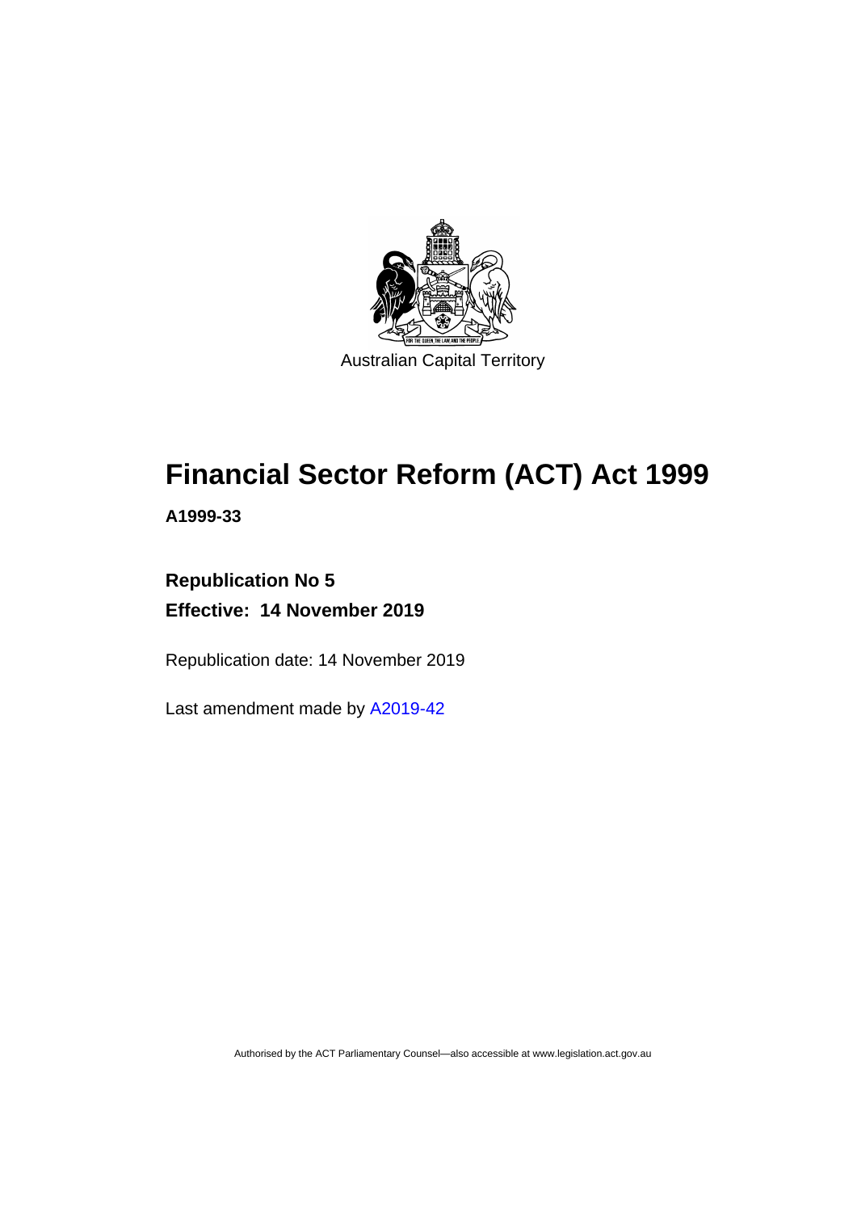Australian Capital Territory

# Financial Sector Reform (ACT) Act 1999

**A1999-33**

**Republication No 5**

**Effective: 14 November 2019**

Republication date: 14 November 2019

Last amendment made by A2019-42

Authorised by the ACT Parliamentary Counsel—also accessible at www.legislation.act.gov.au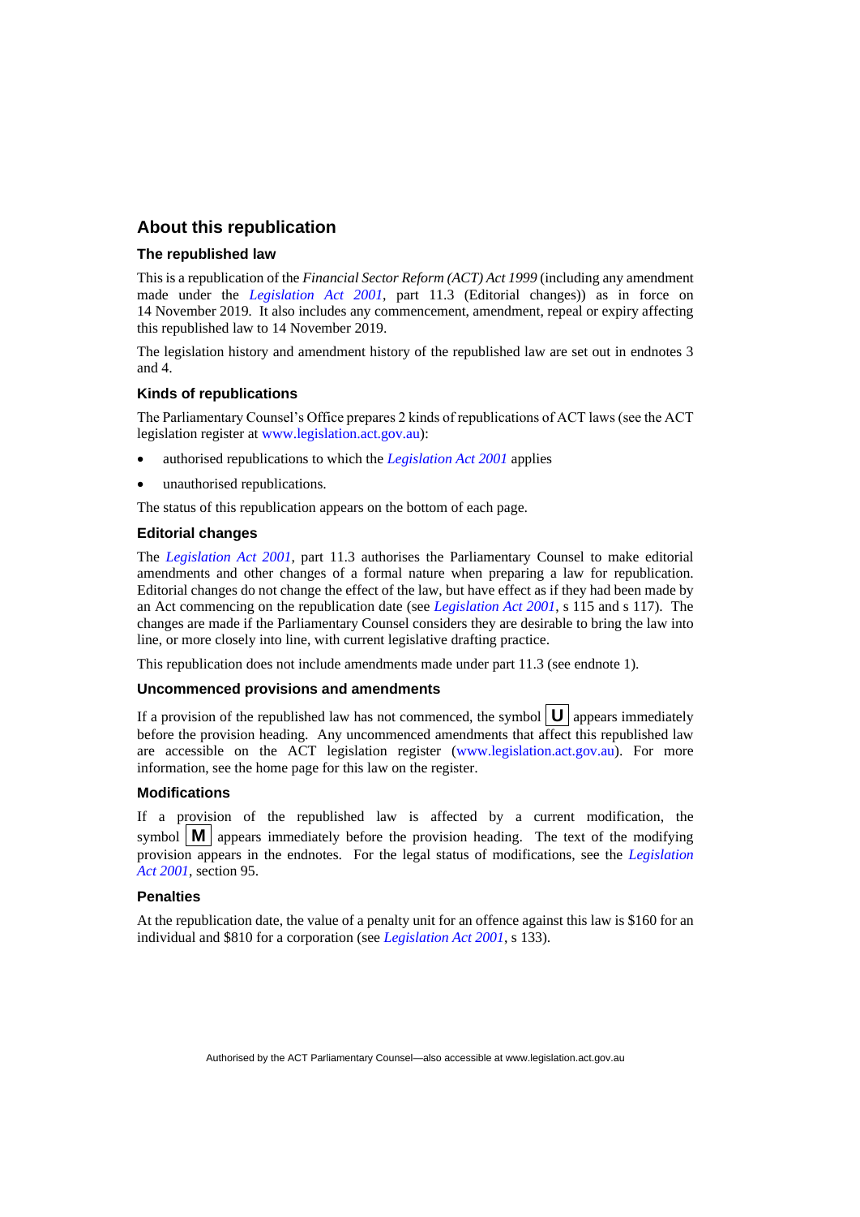## About this republication

### The republished law

This is a republication of the *Financial Sector Reform (ACT) Act 1999* (including any amendment made under the *Legislation Act 2001*, part 11.3 (Editorial changes)) as in force on 14 November 2019. It also includes any commencement, amendment, repeal or expiry affecting this republished law to 14 November 2019.

The legislation history and amendment history of the republished law are set out in endnotes 3 and 4.

### Kinds of republications

The Parliamentary Counsel's Office prepares 2 kinds of republications of ACT laws (see the ACT legislation register at www.legislation.act.gov.au):

- authorised republications to which the *Legislation Act 2001* applies
- unauthorised republications.

The status of this republication appears on the bottom of each page.

### Editorial changes

The *Legislation Act 2001*, part 11.3 authorises the Parliamentary Counsel to make editorial amendments and other changes of a formal nature when preparing a law for republication. Editorial changes do not change the effect of the law, but have effect as if they had been made by an Act commencing on the republication date (see *Legislation Act 2001*, s 115 and s 117). The changes are made if the Parliamentary Counsel considers they are desirable to bring the law into line, or more closely into line, with current legislative drafting practice.

This republication does not include amendments made under part 11.3 (see endnote 1).

### Uncommenced provisions and amendments

If a provision of the republished law has not commenced, the symbol **U** appears immediately before the provision heading. Any uncommenced amendments that affect this republished law are accessible on the ACT legislation register (www.legislation.act.gov.au). For more information, see the home page for this law on the register.

### Modifications

If a provision of the republished law is affected by a current modification, the symbol **M** appears immediately before the provision heading. The text of the modifying provision appears in the endnotes. For the legal status of modifications, see the *Legislation Act 2001*, section 95.

### Penalties

At the republication date, the value of a penalty unit for an offence against this law is $160 for an individual and $810 for a corporation (see *Legislation Act 2001*, s 133).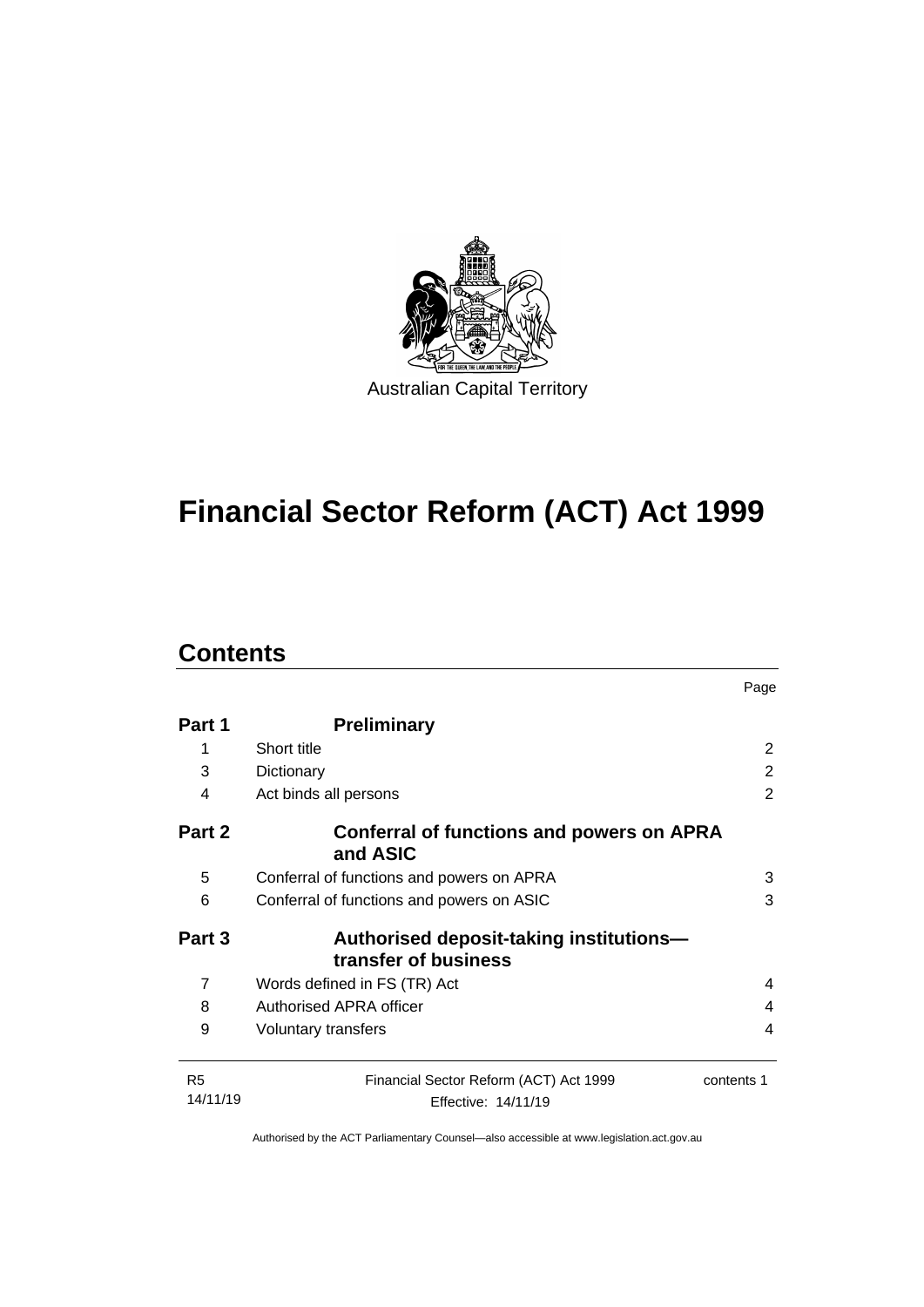Australian Capital Territory

# Financial Sector Reform (ACT) Act 1999

## Contents

| | | Page |
|---|---|---|
| **Part 1** | **Preliminary** | |
| 1 | Short title | 2 |
| 3 | Dictionary | 2 |
| 4 | Act binds all persons | 2 |
| **Part 2** | **Conferral of functions and powers on APRA and ASIC** | |
| 5 | Conferral of functions and powers on APRA | 3 |
| 6 | Conferral of functions and powers on ASIC | 3 |
| **Part 3** | **Authorised deposit-taking institutions—transfer of business** | |
| 7 | Words defined in FS (TR) Act | 4 |
| 8 | Authorised APRA officer | 4 |
| 9 | Voluntary transfers | 4 |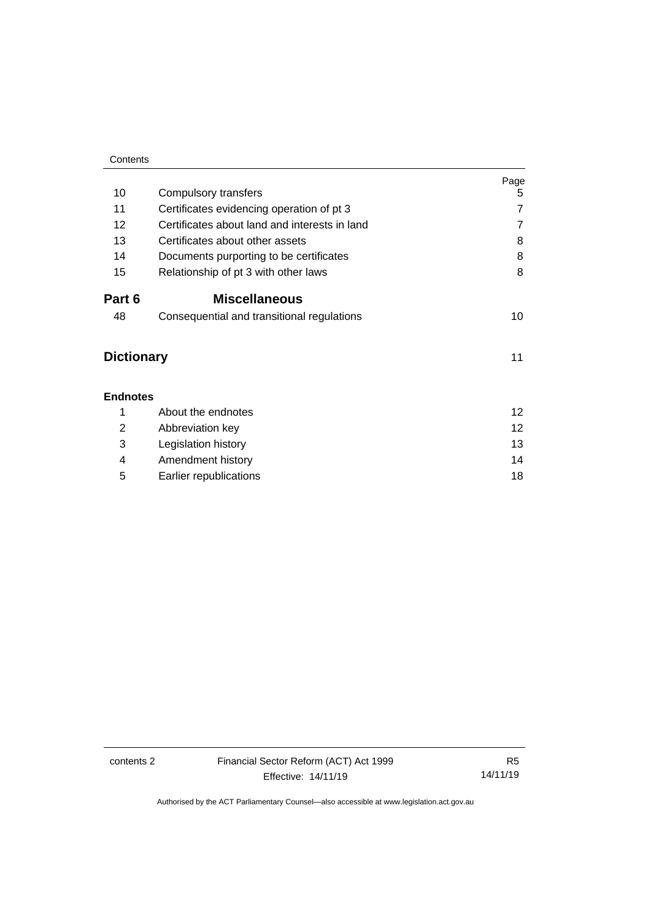| | | Page |
|---|---|---|
| 10 | Compulsory transfers | 5 |
| 11 | Certificates evidencing operation of pt 3 | 7 |
| 12 | Certificates about land and interests in land | 7 |
| 13 | Certificates about other assets | 8 |
| 14 | Documents purporting to be certificates | 8 |
| 15 | Relationship of pt 3 with other laws | 8 |

**Part 6 Miscellaneous**

| | | |
|---|---|---|
| 48 | Consequential and transitional regulations | 10 |

**Dictionary** 11

**Endnotes**

| | | |
|---|---|---|
| 1 | About the endnotes | 12 |
| 2 | Abbreviation key | 12 |
| 3 | Legislation history | 13 |
| 4 | Amendment history | 14 |
| 5 | Earlier republications | 18 |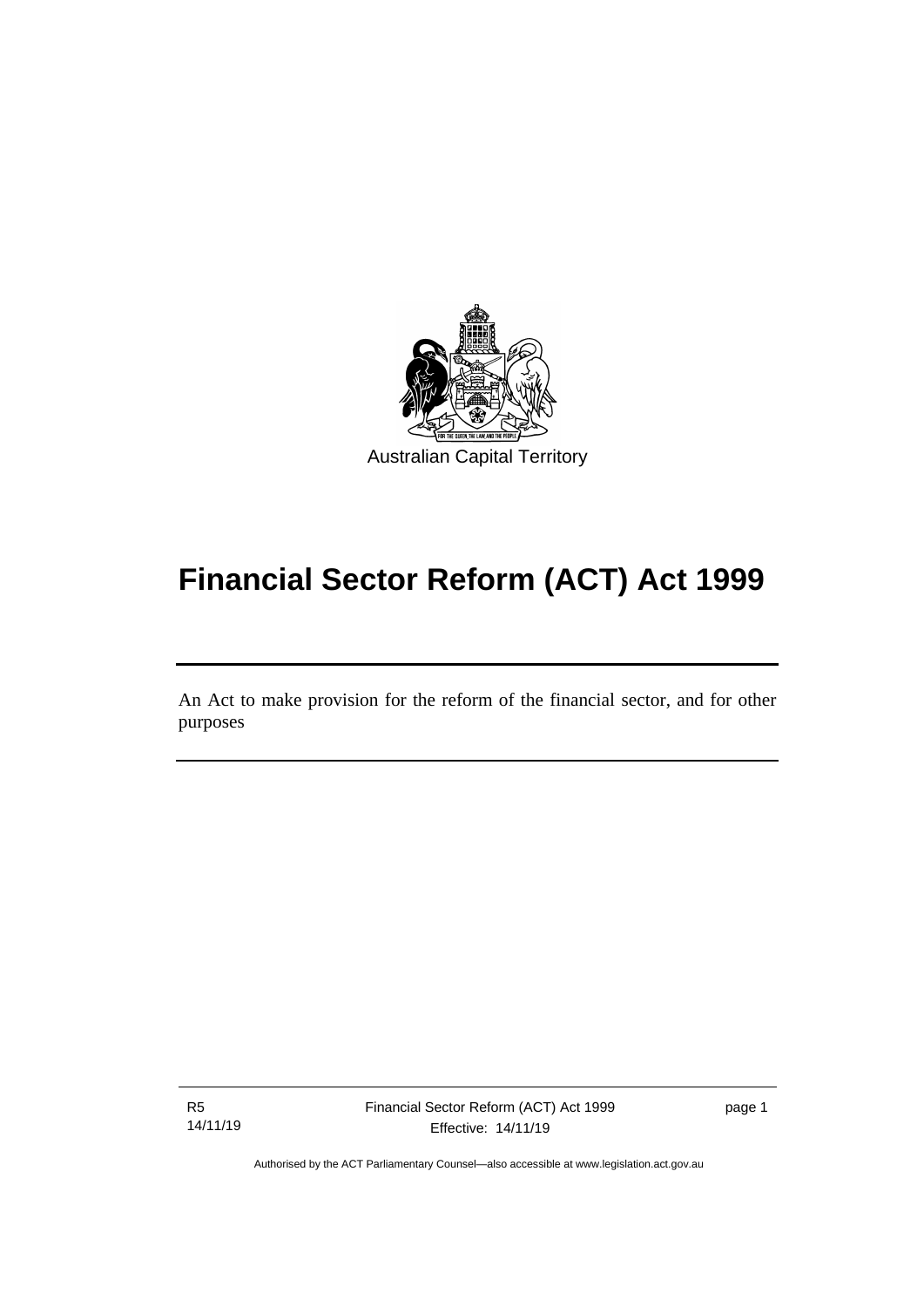Australian Capital Territory

# Financial Sector Reform (ACT) Act 1999

An Act to make provision for the reform of the financial sector, and for other purposes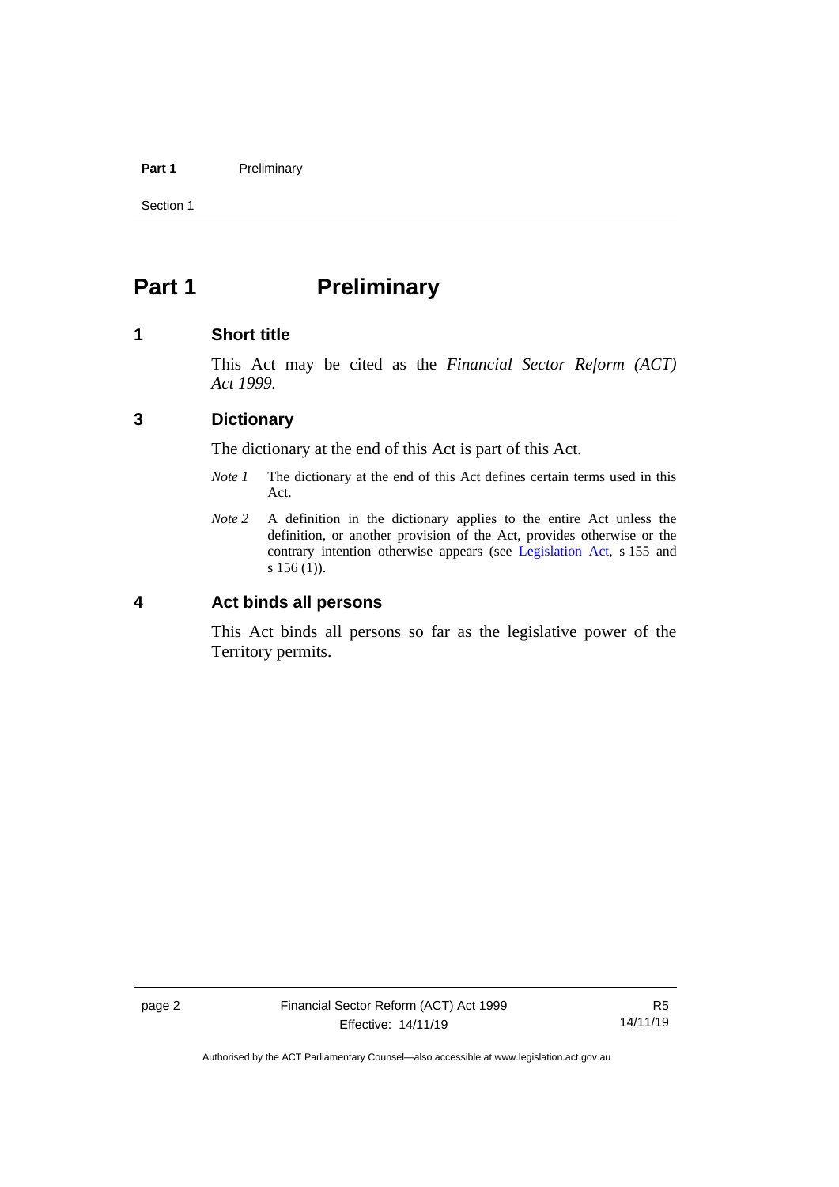# Part 1 Preliminary

## 1 Short title

This Act may be cited as the *Financial Sector Reform (ACT) Act 1999*.

## 3 Dictionary

The dictionary at the end of this Act is part of this Act.

*Note 1* The dictionary at the end of this Act defines certain terms used in this Act.

*Note 2* A definition in the dictionary applies to the entire Act unless the definition, or another provision of the Act, provides otherwise or the contrary intention otherwise appears (see Legislation Act, s 155 and s 156 (1)).

## 4 Act binds all persons

This Act binds all persons so far as the legislative power of the Territory permits.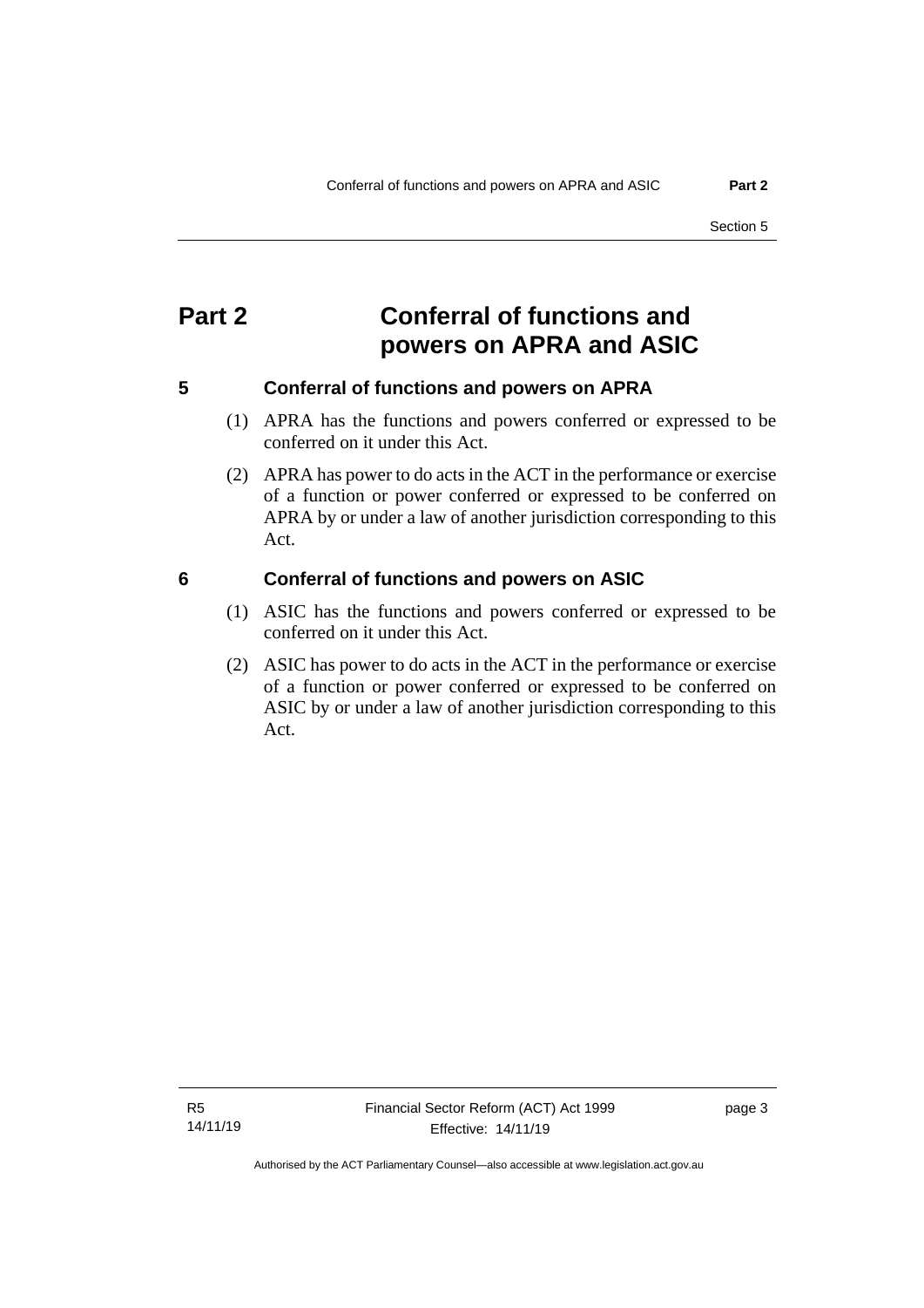# Part 2 Conferral of functions and powers on APRA and ASIC

## 5 Conferral of functions and powers on APRA

(1) APRA has the functions and powers conferred or expressed to be conferred on it under this Act.

(2) APRA has power to do acts in the ACT in the performance or exercise of a function or power conferred or expressed to be conferred on APRA by or under a law of another jurisdiction corresponding to this Act.

## 6 Conferral of functions and powers on ASIC

(1) ASIC has the functions and powers conferred or expressed to be conferred on it under this Act.

(2) ASIC has power to do acts in the ACT in the performance or exercise of a function or power conferred or expressed to be conferred on ASIC by or under a law of another jurisdiction corresponding to this Act.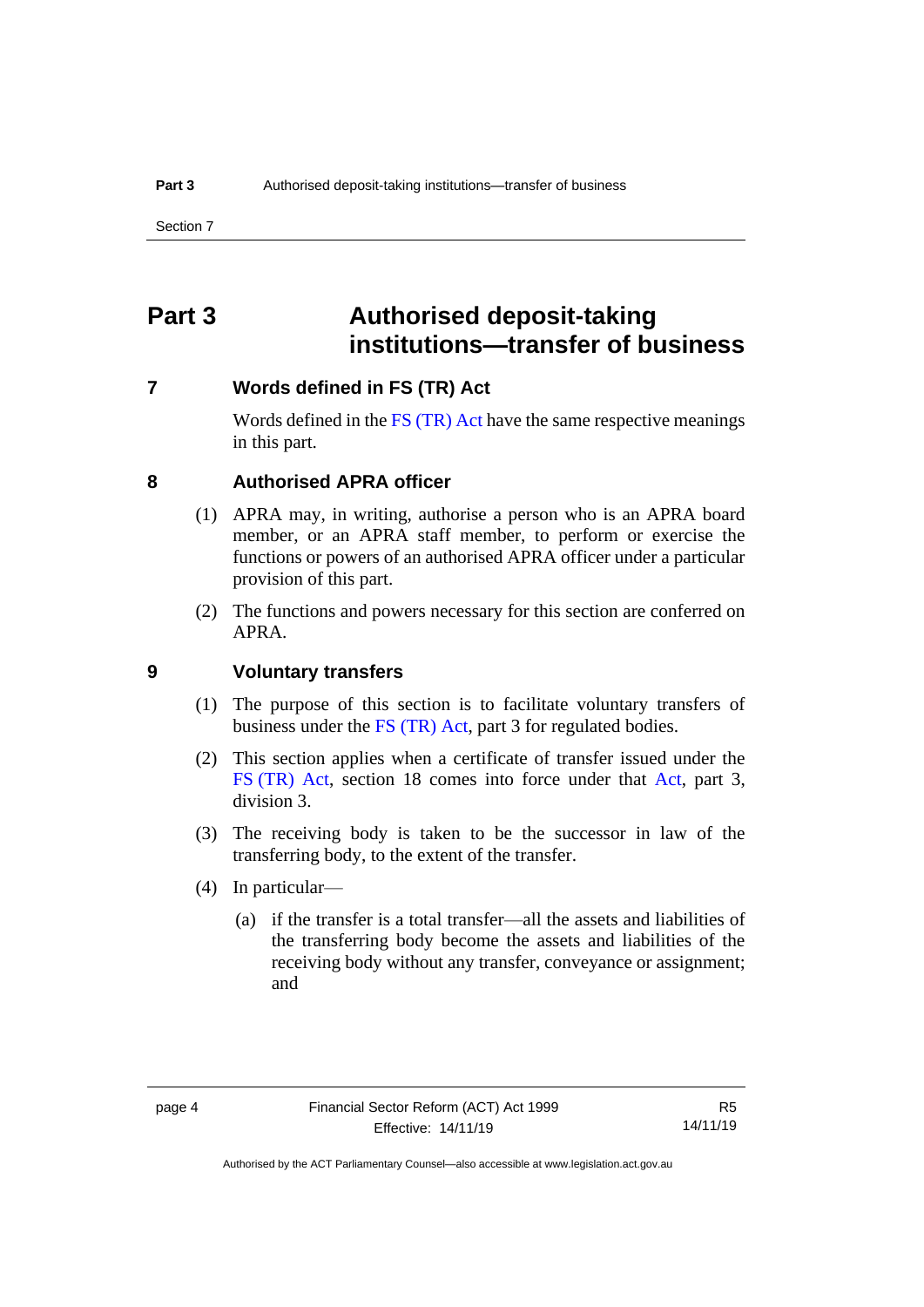# Part 3 Authorised deposit-taking institutions—transfer of business

## 7 Words defined in FS (TR) Act

Words defined in the FS (TR) Act have the same respective meanings in this part.

## 8 Authorised APRA officer

(1) APRA may, in writing, authorise a person who is an APRA board member, or an APRA staff member, to perform or exercise the functions or powers of an authorised APRA officer under a particular provision of this part.

(2) The functions and powers necessary for this section are conferred on APRA.

## 9 Voluntary transfers

(1) The purpose of this section is to facilitate voluntary transfers of business under the FS (TR) Act, part 3 for regulated bodies.

(2) This section applies when a certificate of transfer issued under the FS (TR) Act, section 18 comes into force under that Act, part 3, division 3.

(3) The receiving body is taken to be the successor in law of the transferring body, to the extent of the transfer.

(4) In particular—

(a) if the transfer is a total transfer—all the assets and liabilities of the transferring body become the assets and liabilities of the receiving body without any transfer, conveyance or assignment; and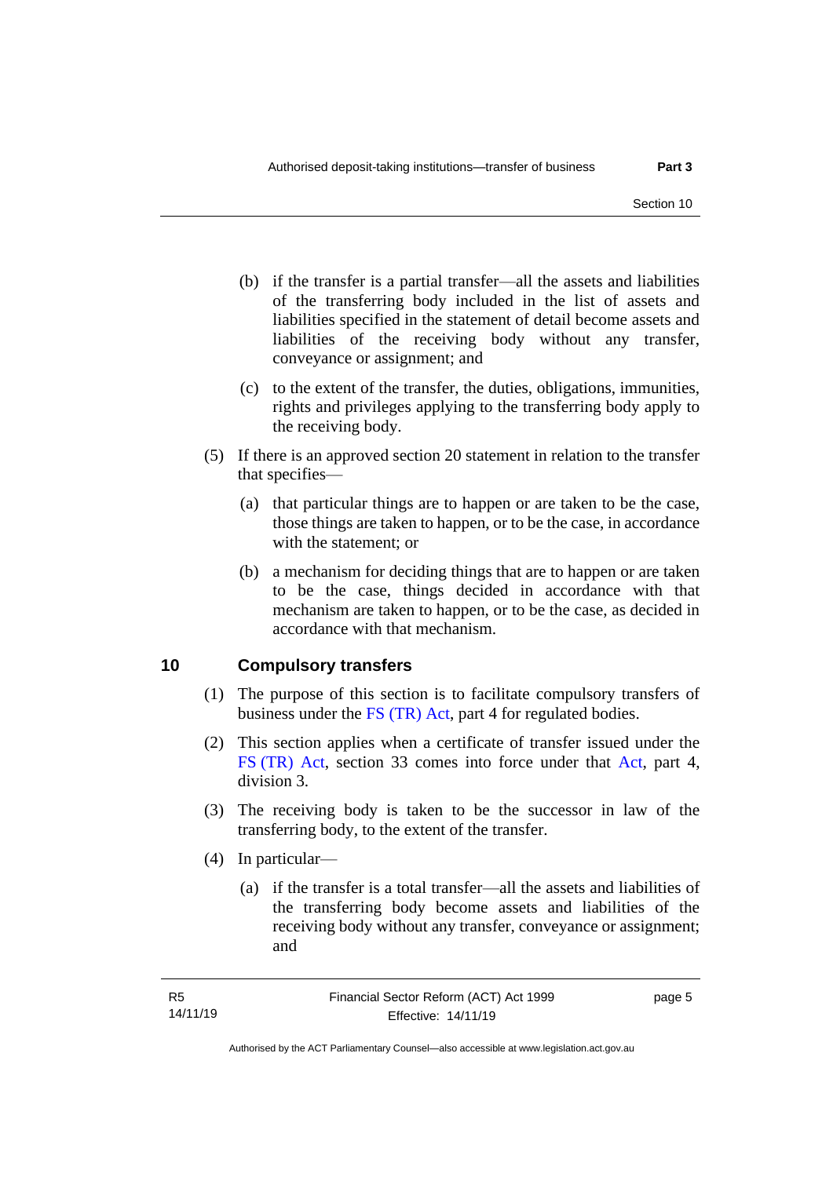(b) if the transfer is a partial transfer—all the assets and liabilities of the transferring body included in the list of assets and liabilities specified in the statement of detail become assets and liabilities of the receiving body without any transfer, conveyance or assignment; and

(c) to the extent of the transfer, the duties, obligations, immunities, rights and privileges applying to the transferring body apply to the receiving body.

(5) If there is an approved section 20 statement in relation to the transfer that specifies—

(a) that particular things are to happen or are taken to be the case, those things are taken to happen, or to be the case, in accordance with the statement; or

(b) a mechanism for deciding things that are to happen or are taken to be the case, things decided in accordance with that mechanism are taken to happen, or to be the case, as decided in accordance with that mechanism.

## 10 Compulsory transfers

(1) The purpose of this section is to facilitate compulsory transfers of business under the FS (TR) Act, part 4 for regulated bodies.

(2) This section applies when a certificate of transfer issued under the FS (TR) Act, section 33 comes into force under that Act, part 4, division 3.

(3) The receiving body is taken to be the successor in law of the transferring body, to the extent of the transfer.

(4) In particular—

(a) if the transfer is a total transfer—all the assets and liabilities of the transferring body become assets and liabilities of the receiving body without any transfer, conveyance or assignment; and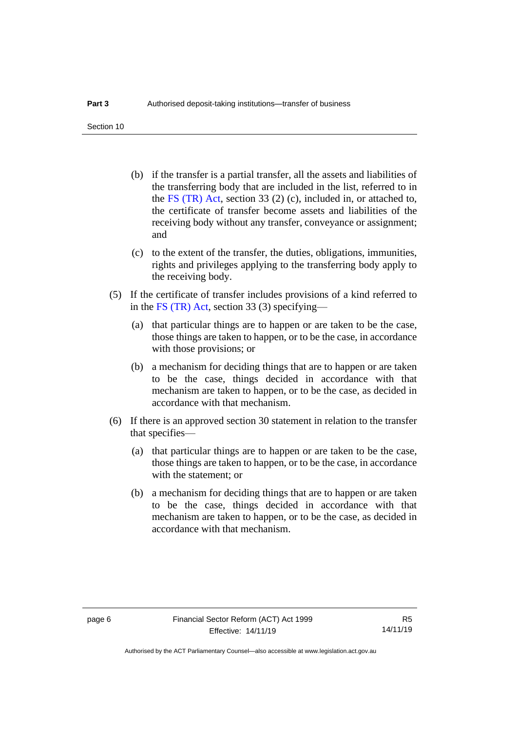(b) if the transfer is a partial transfer, all the assets and liabilities of the transferring body that are included in the list, referred to in the FS (TR) Act, section 33 (2) (c), included in, or attached to, the certificate of transfer become assets and liabilities of the receiving body without any transfer, conveyance or assignment; and

(c) to the extent of the transfer, the duties, obligations, immunities, rights and privileges applying to the transferring body apply to the receiving body.

(5) If the certificate of transfer includes provisions of a kind referred to in the FS (TR) Act, section 33 (3) specifying—

(a) that particular things are to happen or are taken to be the case, those things are taken to happen, or to be the case, in accordance with those provisions; or

(b) a mechanism for deciding things that are to happen or are taken to be the case, things decided in accordance with that mechanism are taken to happen, or to be the case, as decided in accordance with that mechanism.

(6) If there is an approved section 30 statement in relation to the transfer that specifies—

(a) that particular things are to happen or are taken to be the case, those things are taken to happen, or to be the case, in accordance with the statement; or

(b) a mechanism for deciding things that are to happen or are taken to be the case, things decided in accordance with that mechanism are taken to happen, or to be the case, as decided in accordance with that mechanism.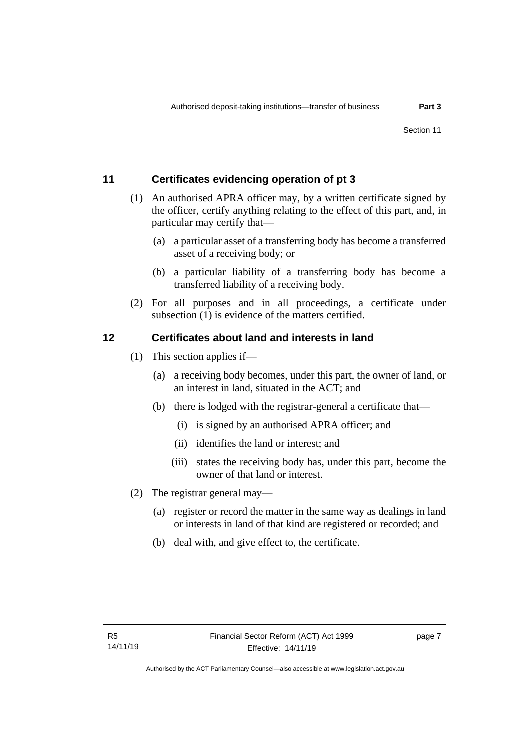## 11 Certificates evidencing operation of pt 3

(1) An authorised APRA officer may, by a written certificate signed by the officer, certify anything relating to the effect of this part, and, in particular may certify that—

(a) a particular asset of a transferring body has become a transferred asset of a receiving body; or

(b) a particular liability of a transferring body has become a transferred liability of a receiving body.

(2) For all purposes and in all proceedings, a certificate under subsection (1) is evidence of the matters certified.

## 12 Certificates about land and interests in land

(1) This section applies if—

(a) a receiving body becomes, under this part, the owner of land, or an interest in land, situated in the ACT; and

(b) there is lodged with the registrar-general a certificate that—

(i) is signed by an authorised APRA officer; and

(ii) identifies the land or interest; and

(iii) states the receiving body has, under this part, become the owner of that land or interest.

(2) The registrar general may—

(a) register or record the matter in the same way as dealings in land or interests in land of that kind are registered or recorded; and

(b) deal with, and give effect to, the certificate.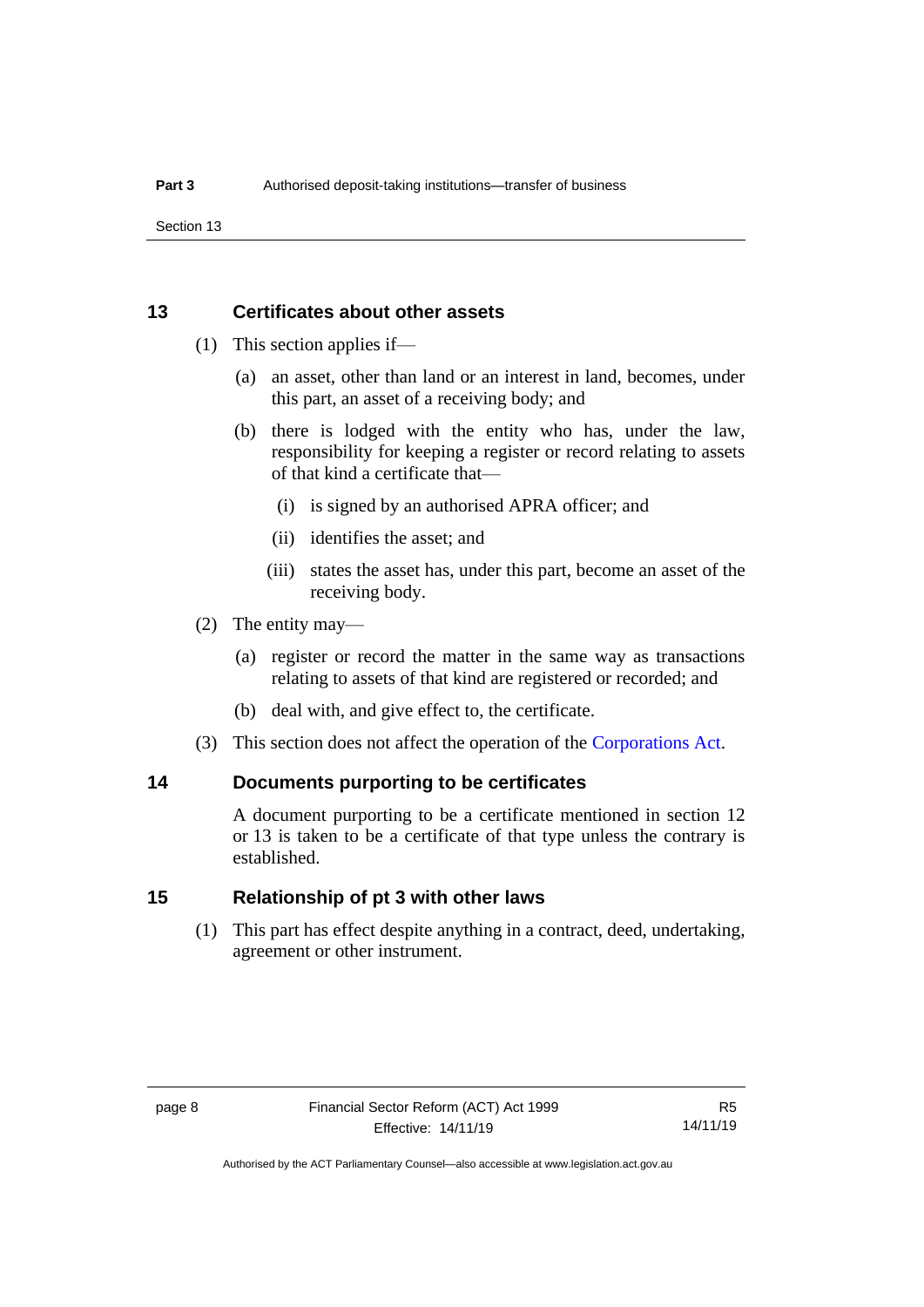## 13 Certificates about other assets

(1) This section applies if—

(a) an asset, other than land or an interest in land, becomes, under this part, an asset of a receiving body; and

(b) there is lodged with the entity who has, under the law, responsibility for keeping a register or record relating to assets of that kind a certificate that—

(i) is signed by an authorised APRA officer; and

(ii) identifies the asset; and

(iii) states the asset has, under this part, become an asset of the receiving body.

(2) The entity may—

(a) register or record the matter in the same way as transactions relating to assets of that kind are registered or recorded; and

(b) deal with, and give effect to, the certificate.

(3) This section does not affect the operation of the Corporations Act.

## 14 Documents purporting to be certificates

A document purporting to be a certificate mentioned in section 12 or 13 is taken to be a certificate of that type unless the contrary is established.

## 15 Relationship of pt 3 with other laws

(1) This part has effect despite anything in a contract, deed, undertaking, agreement or other instrument.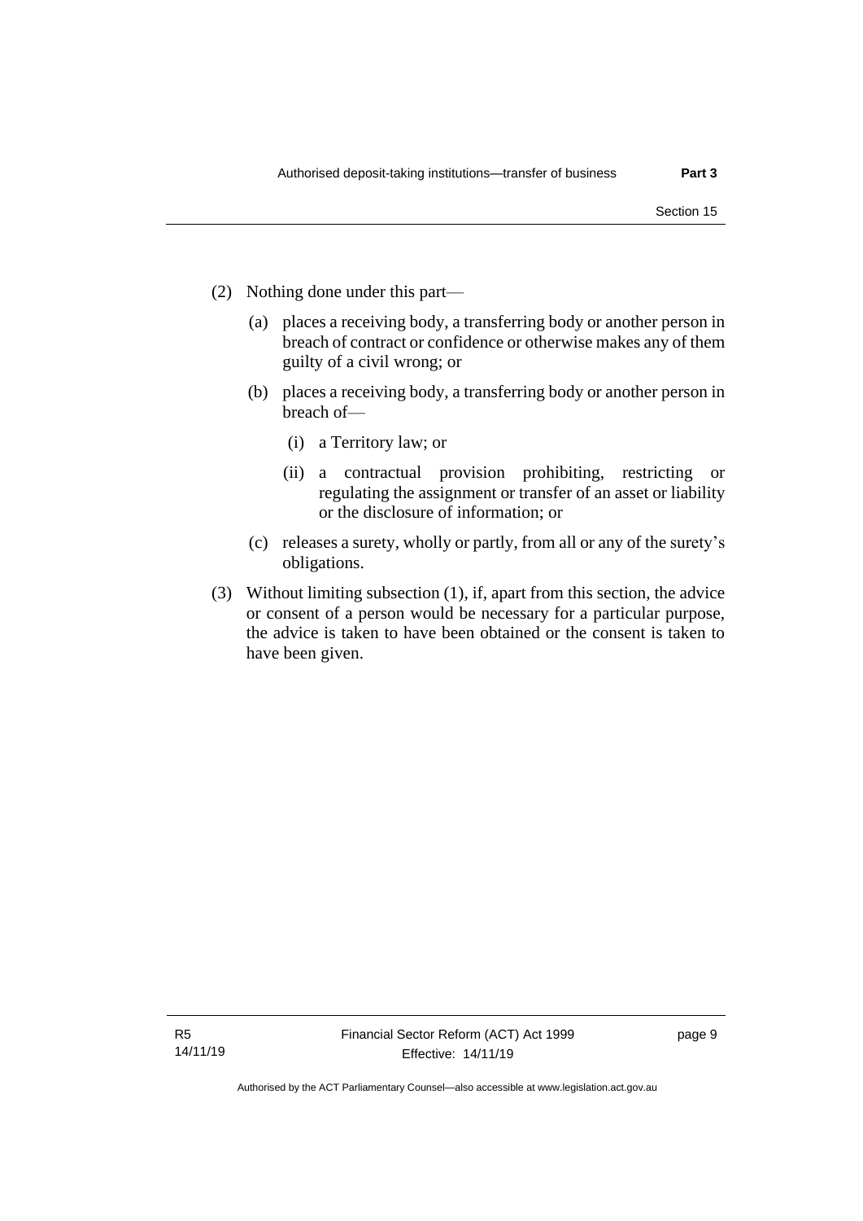(2) Nothing done under this part—

   (a) places a receiving body, a transferring body or another person in breach of contract or confidence or otherwise makes any of them guilty of a civil wrong; or

   (b) places a receiving body, a transferring body or another person in breach of—

      (i) a Territory law; or

      (ii) a contractual provision prohibiting, restricting or regulating the assignment or transfer of an asset or liability or the disclosure of information; or

   (c) releases a surety, wholly or partly, from all or any of the surety's obligations.

(3) Without limiting subsection (1), if, apart from this section, the advice or consent of a person would be necessary for a particular purpose, the advice is taken to have been obtained or the consent is taken to have been given.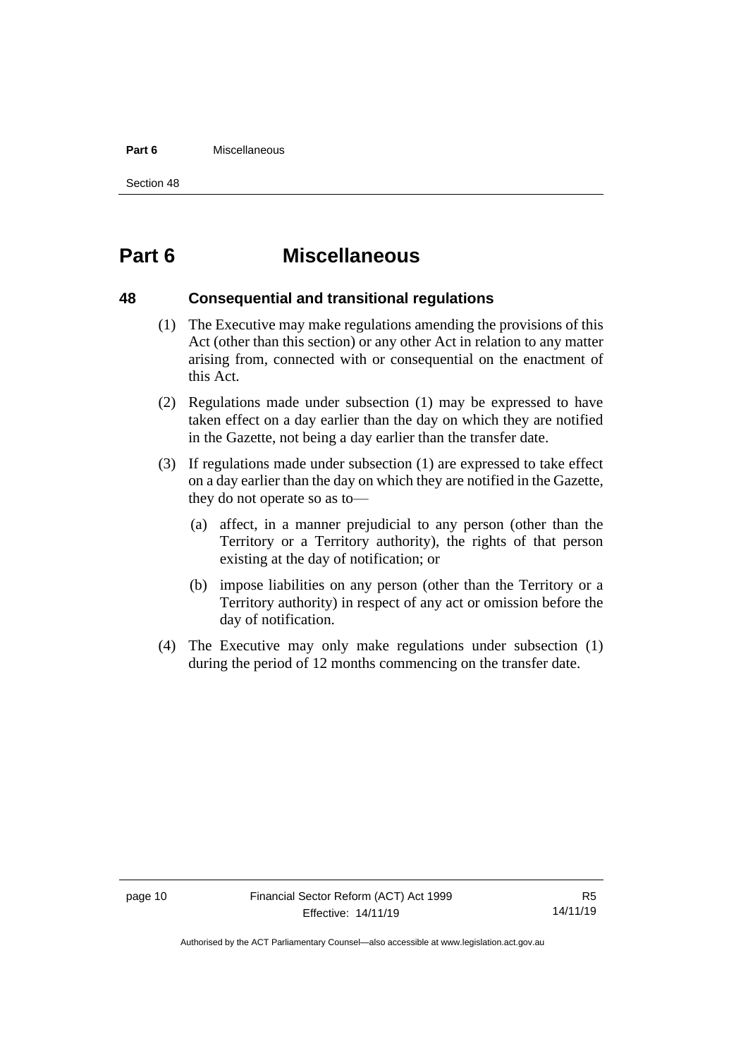# Part 6 Miscellaneous

## 48 Consequential and transitional regulations

(1) The Executive may make regulations amending the provisions of this Act (other than this section) or any other Act in relation to any matter arising from, connected with or consequential on the enactment of this Act.

(2) Regulations made under subsection (1) may be expressed to have taken effect on a day earlier than the day on which they are notified in the Gazette, not being a day earlier than the transfer date.

(3) If regulations made under subsection (1) are expressed to take effect on a day earlier than the day on which they are notified in the Gazette, they do not operate so as to—

(a) affect, in a manner prejudicial to any person (other than the Territory or a Territory authority), the rights of that person existing at the day of notification; or

(b) impose liabilities on any person (other than the Territory or a Territory authority) in respect of any act or omission before the day of notification.

(4) The Executive may only make regulations under subsection (1) during the period of 12 months commencing on the transfer date.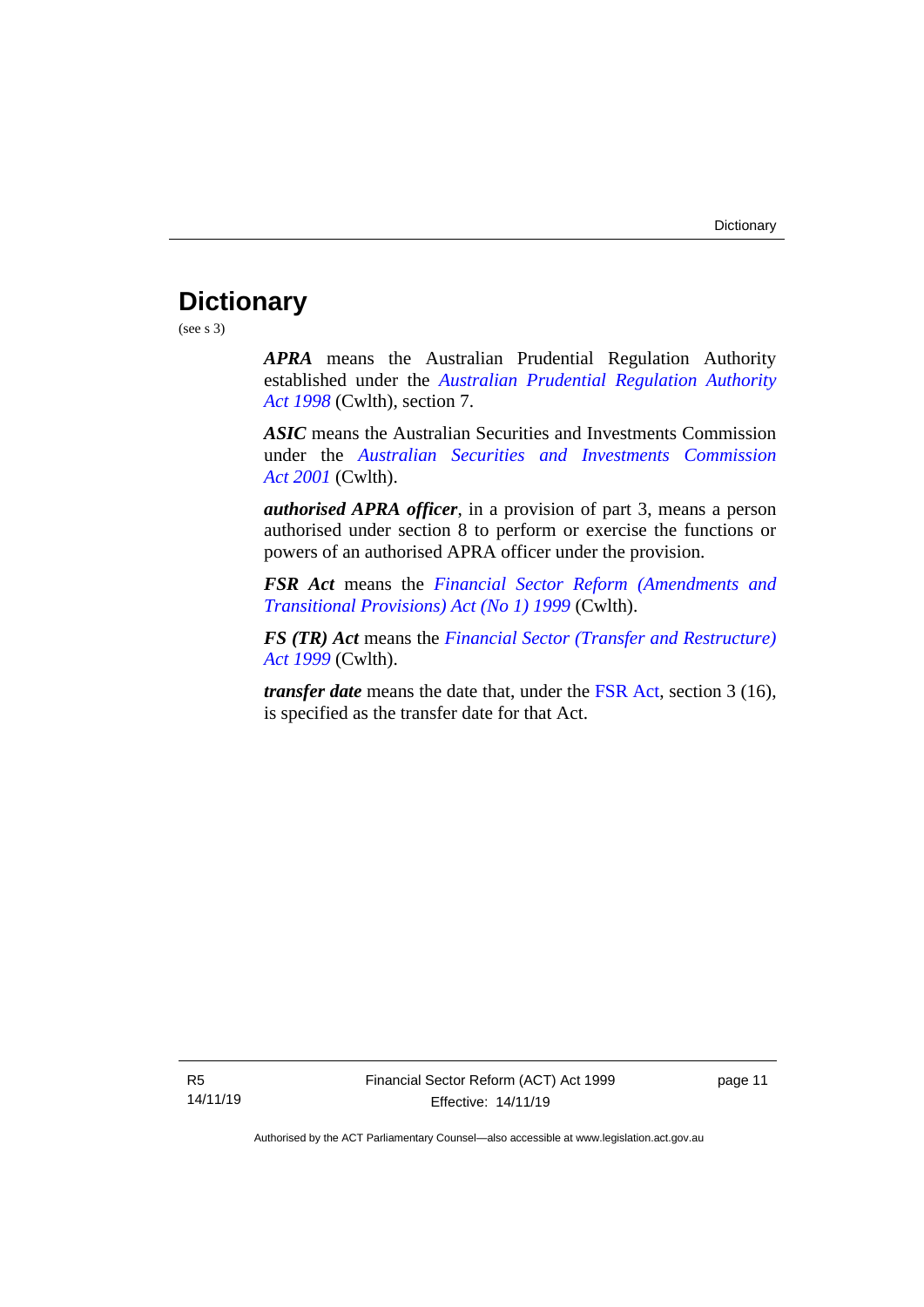# Dictionary

(see s 3)

***APRA*** means the Australian Prudential Regulation Authority established under the *Australian Prudential Regulation Authority Act 1998* (Cwlth), section 7.

***ASIC*** means the Australian Securities and Investments Commission under the *Australian Securities and Investments Commission Act 2001* (Cwlth).

***authorised APRA officer***, in a provision of part 3, means a person authorised under section 8 to perform or exercise the functions or powers of an authorised APRA officer under the provision.

***FSR Act*** means the *Financial Sector Reform (Amendments and Transitional Provisions) Act (No 1) 1999* (Cwlth).

***FS (TR) Act*** means the *Financial Sector (Transfer and Restructure) Act 1999* (Cwlth).

***transfer date*** means the date that, under the FSR Act, section 3 (16), is specified as the transfer date for that Act.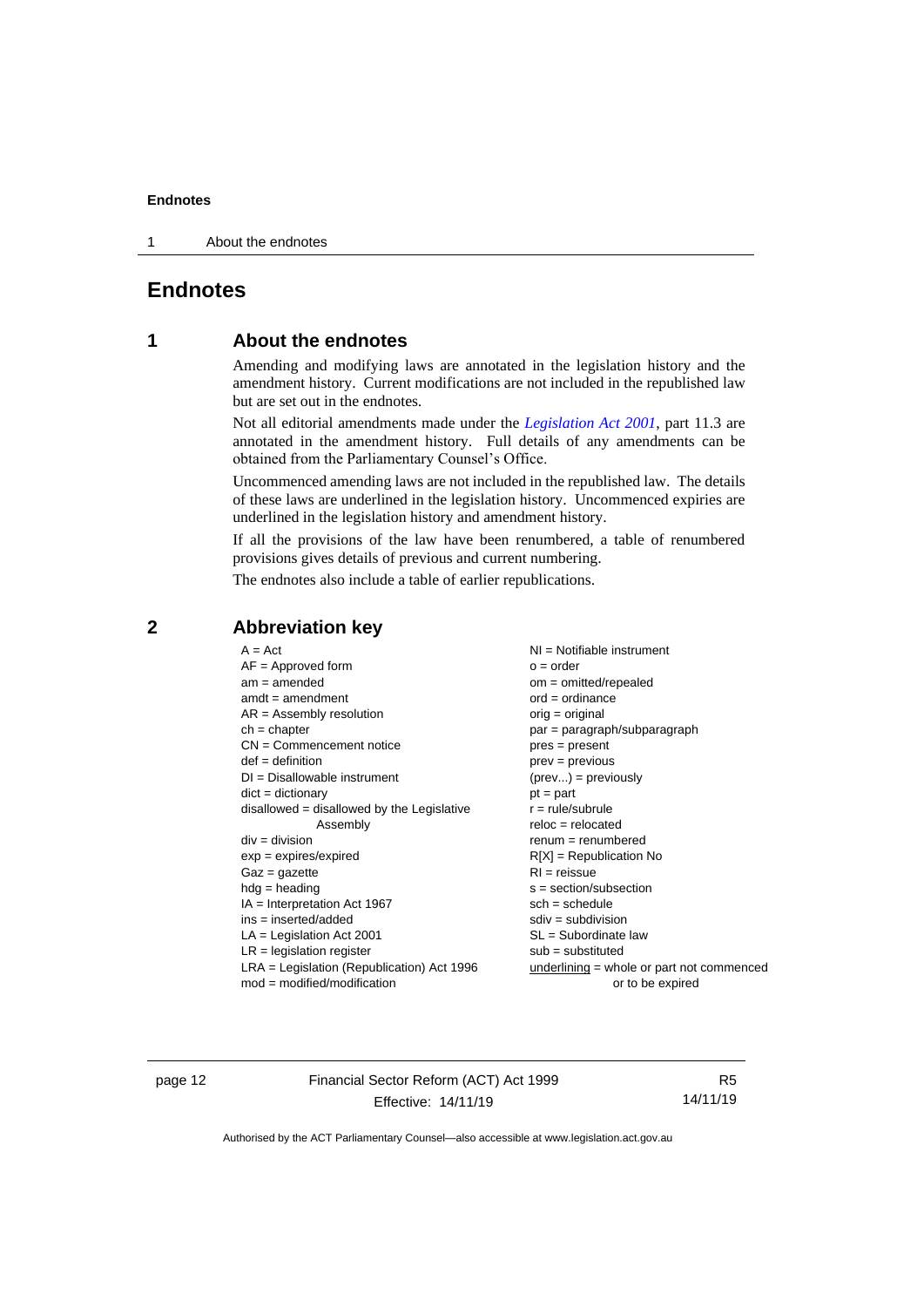# Endnotes

## 1 About the endnotes

Amending and modifying laws are annotated in the legislation history and the amendment history. Current modifications are not included in the republished law but are set out in the endnotes.

Not all editorial amendments made under the *Legislation Act 2001*, part 11.3 are annotated in the amendment history. Full details of any amendments can be obtained from the Parliamentary Counsel's Office.

Uncommenced amending laws are not included in the republished law. The details of these laws are underlined in the legislation history. Uncommenced expiries are underlined in the legislation history and amendment history.

If all the provisions of the law have been renumbered, a table of renumbered provisions gives details of previous and current numbering.

The endnotes also include a table of earlier republications.

## 2 Abbreviation key

A = Act
AF = Approved form
am = amended
amdt = amendment
AR = Assembly resolution
ch = chapter
CN = Commencement notice
def = definition
DI = Disallowable instrument
dict = dictionary
disallowed = disallowed by the Legislative Assembly
div = division
exp = expires/expired
Gaz = gazette
hdg = heading
IA = Interpretation Act 1967
ins = inserted/added
LA = Legislation Act 2001
LR = legislation register
LRA = Legislation (Republication) Act 1996
mod = modified/modification
NI = Notifiable instrument
o = order
om = omitted/repealed
ord = ordinance
orig = original
par = paragraph/subparagraph
pres = present
prev = previous
(prev...) = previously
pt = part
r = rule/subrule
reloc = relocated
renum = renumbered
R[X] = Republication No
RI = reissue
s = section/subsection
sch = schedule
sdiv = subdivision
SL = Subordinate law
sub = substituted
underlining = whole or part not commenced or to be expired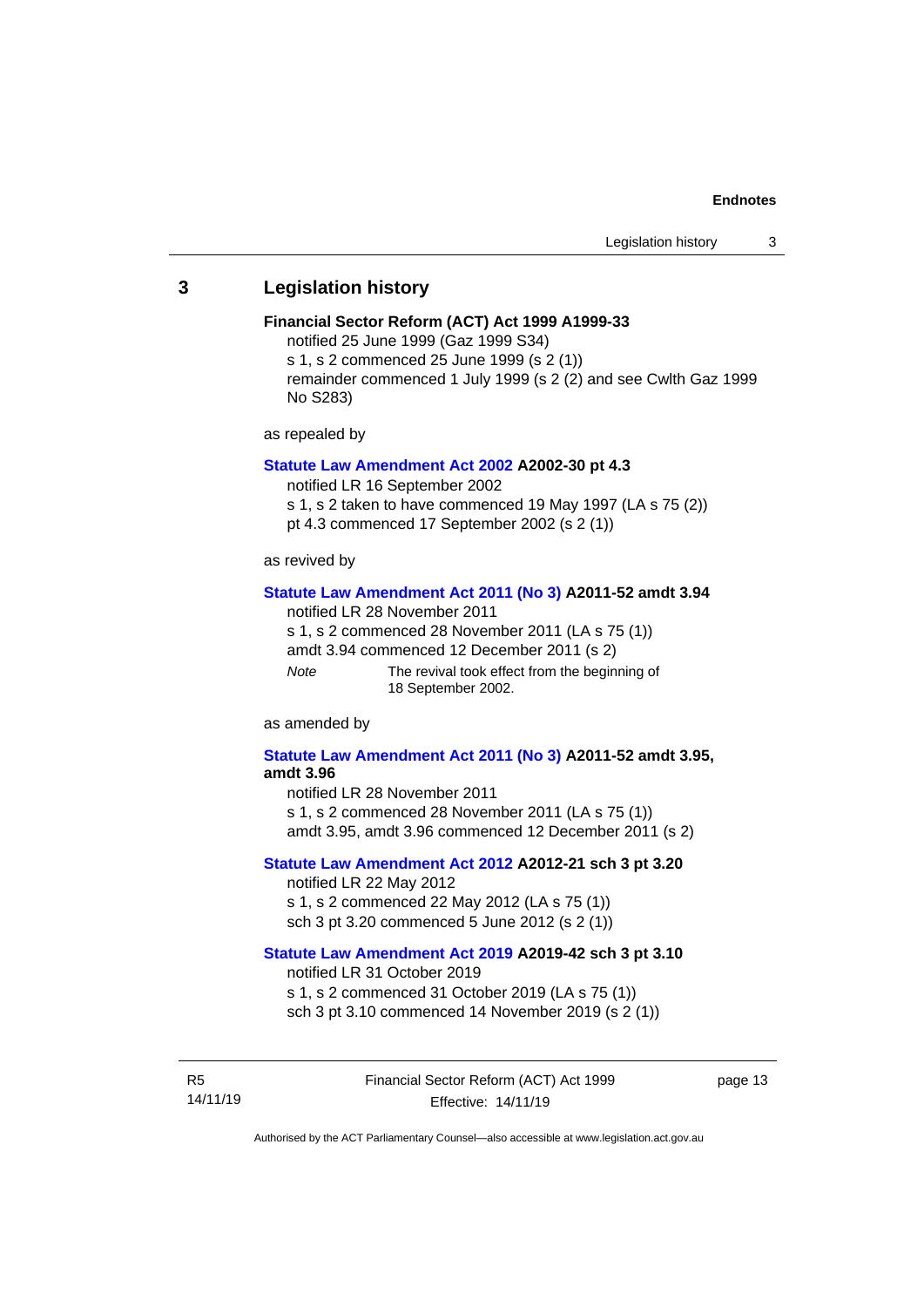## 3 Legislation history

**Financial Sector Reform (ACT) Act 1999 A1999-33**

notified 25 June 1999 (Gaz 1999 S34)

s 1, s 2 commenced 25 June 1999 (s 2 (1))

remainder commenced 1 July 1999 (s 2 (2) and see Cwlth Gaz 1999 No S283)

as repealed by

**Statute Law Amendment Act 2002 A2002-30 pt 4.3**

notified LR 16 September 2002

s 1, s 2 taken to have commenced 19 May 1997 (LA s 75 (2))

pt 4.3 commenced 17 September 2002 (s 2 (1))

as revived by

**Statute Law Amendment Act 2011 (No 3) A2011-52 amdt 3.94**

notified LR 28 November 2011

s 1, s 2 commenced 28 November 2011 (LA s 75 (1))

amdt 3.94 commenced 12 December 2011 (s 2)

*Note* The revival took effect from the beginning of 18 September 2002.

as amended by

**Statute Law Amendment Act 2011 (No 3) A2011-52 amdt 3.95, amdt 3.96**

notified LR 28 November 2011

s 1, s 2 commenced 28 November 2011 (LA s 75 (1))

amdt 3.95, amdt 3.96 commenced 12 December 2011 (s 2)

**Statute Law Amendment Act 2012 A2012-21 sch 3 pt 3.20**

notified LR 22 May 2012

s 1, s 2 commenced 22 May 2012 (LA s 75 (1))

sch 3 pt 3.20 commenced 5 June 2012 (s 2 (1))

**Statute Law Amendment Act 2019 A2019-42 sch 3 pt 3.10**

notified LR 31 October 2019

s 1, s 2 commenced 31 October 2019 (LA s 75 (1))

sch 3 pt 3.10 commenced 14 November 2019 (s 2 (1))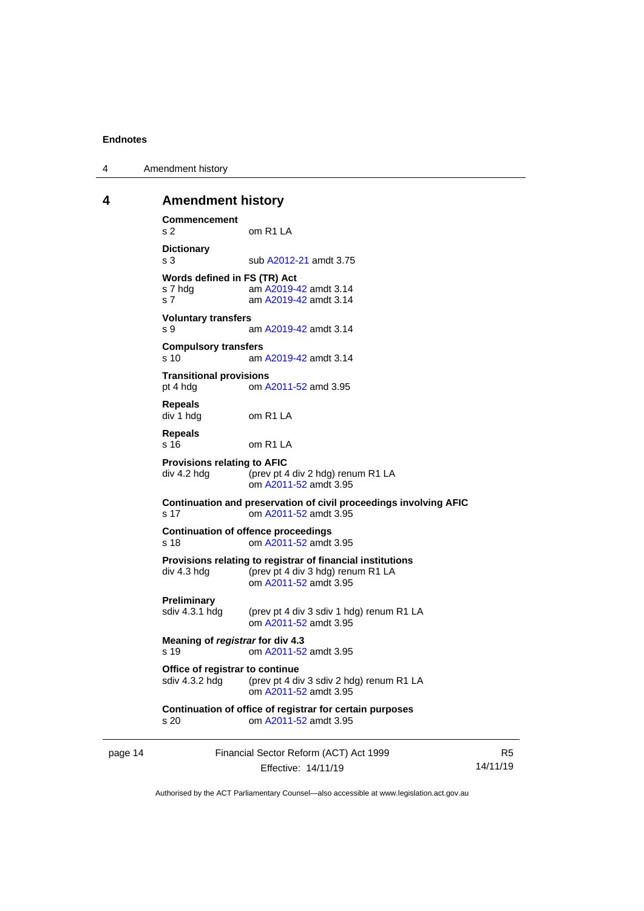## 4 Amendment history

**Commencement**
s 2 om R1 LA

**Dictionary**
s 3 sub A2012-21 amdt 3.75

**Words defined in FS (TR) Act**
s 7 hdg am A2019-42 amdt 3.14
s 7 am A2019-42 amdt 3.14

**Voluntary transfers**
s 9 am A2019-42 amdt 3.14

**Compulsory transfers**
s 10 am A2019-42 amdt 3.14

**Transitional provisions**
pt 4 hdg om A2011-52 amd 3.95

**Repeals**
div 1 hdg om R1 LA

**Repeals**
s 16 om R1 LA

**Provisions relating to AFIC**
div 4.2 hdg (prev pt 4 div 2 hdg) renum R1 LA
om A2011-52 amdt 3.95

**Continuation and preservation of civil proceedings involving AFIC**
s 17 om A2011-52 amdt 3.95

**Continuation of offence proceedings**
s 18 om A2011-52 amdt 3.95

**Provisions relating to registrar of financial institutions**
div 4.3 hdg (prev pt 4 div 3 hdg) renum R1 LA
om A2011-52 amdt 3.95

**Preliminary**
sdiv 4.3.1 hdg (prev pt 4 div 3 sdiv 1 hdg) renum R1 LA
om A2011-52 amdt 3.95

**Meaning of *registrar* for div 4.3**
s 19 om A2011-52 amdt 3.95

**Office of registrar to continue**
sdiv 4.3.2 hdg (prev pt 4 div 3 sdiv 2 hdg) renum R1 LA
om A2011-52 amdt 3.95

**Continuation of office of registrar for certain purposes**
s 20 om A2011-52 amdt 3.95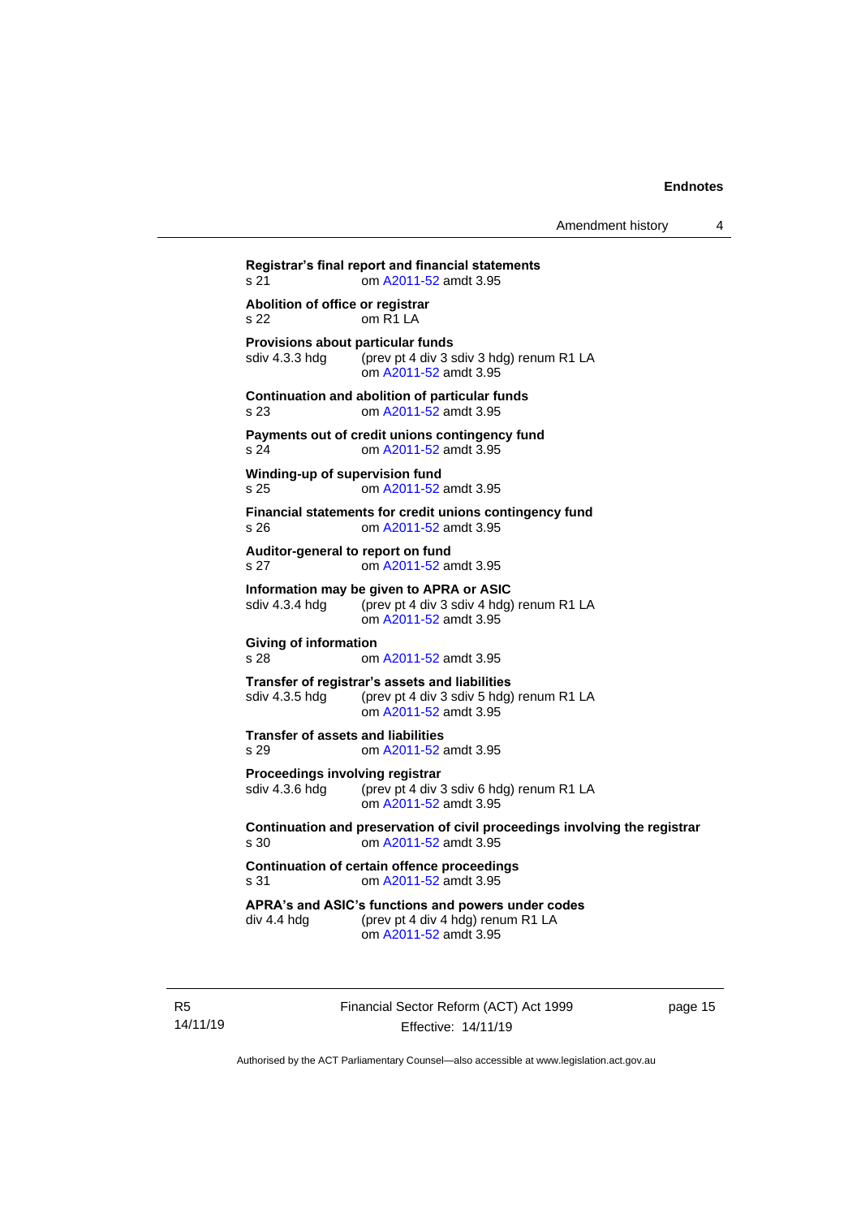**Registrar's final report and financial statements**
s 21 om A2011-52 amdt 3.95

**Abolition of office or registrar**
s 22 om R1 LA

**Provisions about particular funds**
sdiv 4.3.3 hdg (prev pt 4 div 3 sdiv 3 hdg) renum R1 LA
om A2011-52 amdt 3.95

**Continuation and abolition of particular funds**
s 23 om A2011-52 amdt 3.95

**Payments out of credit unions contingency fund**
s 24 om A2011-52 amdt 3.95

**Winding-up of supervision fund**
s 25 om A2011-52 amdt 3.95

**Financial statements for credit unions contingency fund**
s 26 om A2011-52 amdt 3.95

**Auditor-general to report on fund**
s 27 om A2011-52 amdt 3.95

**Information may be given to APRA or ASIC**
sdiv 4.3.4 hdg (prev pt 4 div 3 sdiv 4 hdg) renum R1 LA
om A2011-52 amdt 3.95

**Giving of information**
s 28 om A2011-52 amdt 3.95

**Transfer of registrar's assets and liabilities**
sdiv 4.3.5 hdg (prev pt 4 div 3 sdiv 5 hdg) renum R1 LA
om A2011-52 amdt 3.95

**Transfer of assets and liabilities**
s 29 om A2011-52 amdt 3.95

**Proceedings involving registrar**
sdiv 4.3.6 hdg (prev pt 4 div 3 sdiv 6 hdg) renum R1 LA
om A2011-52 amdt 3.95

**Continuation and preservation of civil proceedings involving the registrar**
s 30 om A2011-52 amdt 3.95

**Continuation of certain offence proceedings**
s 31 om A2011-52 amdt 3.95

**APRA's and ASIC's functions and powers under codes**
div 4.4 hdg (prev pt 4 div 4 hdg) renum R1 LA
om A2011-52 amdt 3.95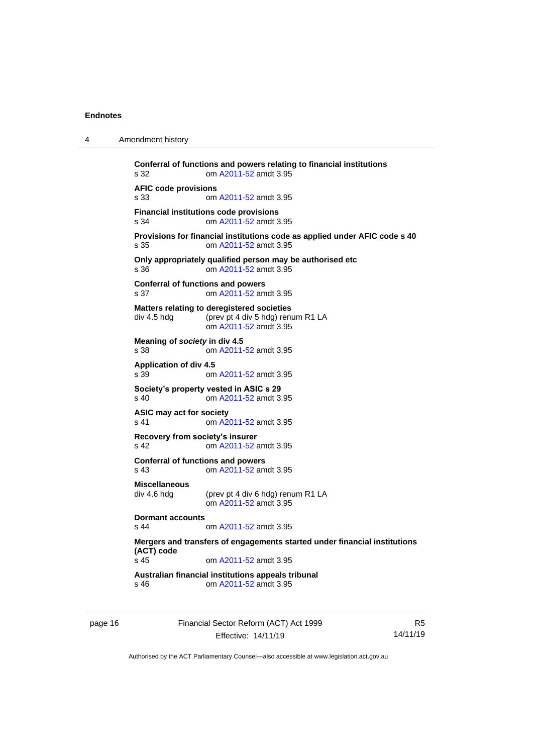**Conferral of functions and powers relating to financial institutions**
s 32 om A2011-52 amdt 3.95

**AFIC code provisions**
s 33 om A2011-52 amdt 3.95

**Financial institutions code provisions**
s 34 om A2011-52 amdt 3.95

**Provisions for financial institutions code as applied under AFIC code s 40**
s 35 om A2011-52 amdt 3.95

**Only appropriately qualified person may be authorised etc**
s 36 om A2011-52 amdt 3.95

**Conferral of functions and powers**
s 37 om A2011-52 amdt 3.95

**Matters relating to deregistered societies**
div 4.5 hdg (prev pt 4 div 5 hdg) renum R1 LA
om A2011-52 amdt 3.95

**Meaning of *society* in div 4.5**
s 38 om A2011-52 amdt 3.95

**Application of div 4.5**
s 39 om A2011-52 amdt 3.95

**Society's property vested in ASIC s 29**
s 40 om A2011-52 amdt 3.95

**ASIC may act for society**
s 41 om A2011-52 amdt 3.95

**Recovery from society's insurer**
s 42 om A2011-52 amdt 3.95

**Conferral of functions and powers**
s 43 om A2011-52 amdt 3.95

**Miscellaneous**
div 4.6 hdg (prev pt 4 div 6 hdg) renum R1 LA
om A2011-52 amdt 3.95

**Dormant accounts**
s 44 om A2011-52 amdt 3.95

**Mergers and transfers of engagements started under financial institutions (ACT) code**
s 45 om A2011-52 amdt 3.95

**Australian financial institutions appeals tribunal**
s 46 om A2011-52 amdt 3.95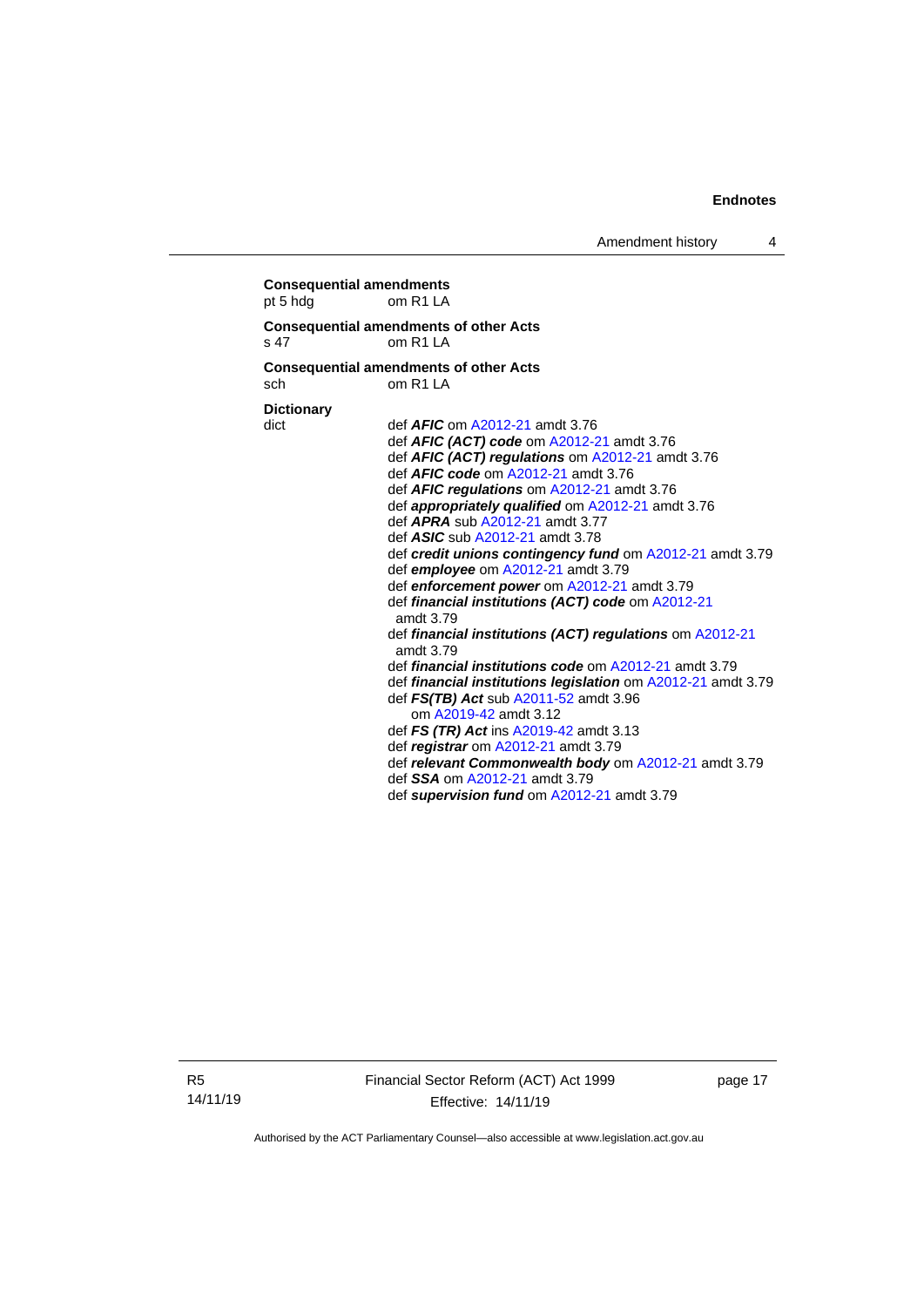**Consequential amendments**
pt 5 hdg om R1 LA

**Consequential amendments of other Acts**
s 47 om R1 LA

**Consequential amendments of other Acts**
sch om R1 LA

**Dictionary**
dict def ***AFIC*** om A2012-21 amdt 3.76
def ***AFIC (ACT) code*** om A2012-21 amdt 3.76
def ***AFIC (ACT) regulations*** om A2012-21 amdt 3.76
def ***AFIC code*** om A2012-21 amdt 3.76
def ***AFIC regulations*** om A2012-21 amdt 3.76
def ***appropriately qualified*** om A2012-21 amdt 3.76
def ***APRA*** sub A2012-21 amdt 3.77
def ***ASIC*** sub A2012-21 amdt 3.78
def ***credit unions contingency fund*** om A2012-21 amdt 3.79
def ***employee*** om A2012-21 amdt 3.79
def ***enforcement power*** om A2012-21 amdt 3.79
def ***financial institutions (ACT) code*** om A2012-21 amdt 3.79
def ***financial institutions (ACT) regulations*** om A2012-21 amdt 3.79
def ***financial institutions code*** om A2012-21 amdt 3.79
def ***financial institutions legislation*** om A2012-21 amdt 3.79
def ***FS(TB) Act*** sub A2011-52 amdt 3.96
om A2019-42 amdt 3.12
def ***FS (TR) Act*** ins A2019-42 amdt 3.13
def ***registrar*** om A2012-21 amdt 3.79
def ***relevant Commonwealth body*** om A2012-21 amdt 3.79
def ***SSA*** om A2012-21 amdt 3.79
def ***supervision fund*** om A2012-21 amdt 3.79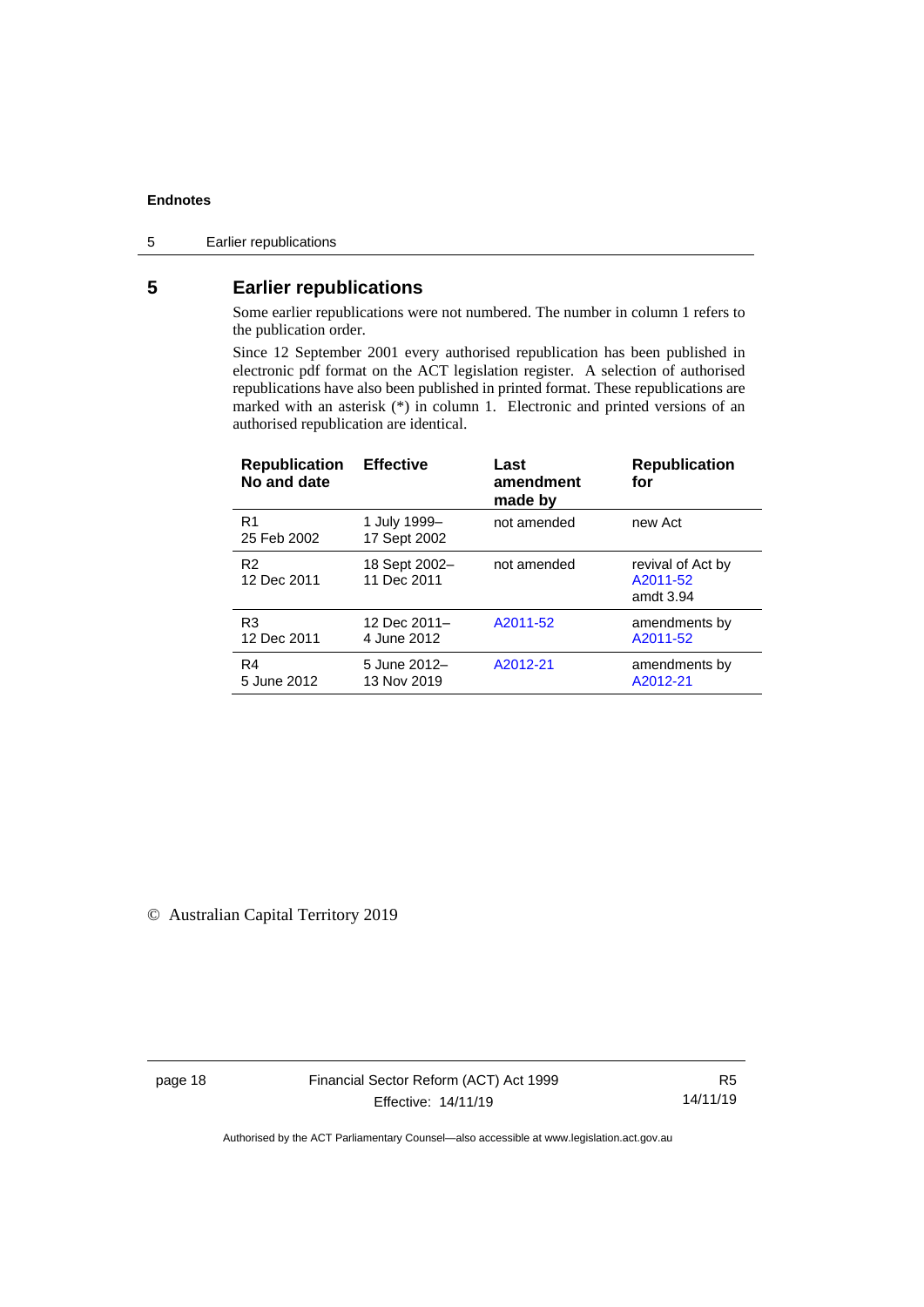## 5 Earlier republications

Some earlier republications were not numbered. The number in column 1 refers to the publication order.

Since 12 September 2001 every authorised republication has been published in electronic pdf format on the ACT legislation register. A selection of authorised republications have also been published in printed format. These republications are marked with an asterisk (*) in column 1. Electronic and printed versions of an authorised republication are identical.

| Republication No and date | Effective | Last amendment made by | Republication for |
|---|---|---|---|
| R1 25 Feb 2002 | 1 July 1999– 17 Sept 2002 | not amended | new Act |
| R2 12 Dec 2011 | 18 Sept 2002– 11 Dec 2011 | not amended | revival of Act by A2011-52 amdt 3.94 |
| R3 12 Dec 2011 | 12 Dec 2011– 4 June 2012 | A2011-52 | amendments by A2011-52 |
| R4 5 June 2012 | 5 June 2012– 13 Nov 2019 | A2012-21 | amendments by A2012-21 |

© Australian Capital Territory 2019